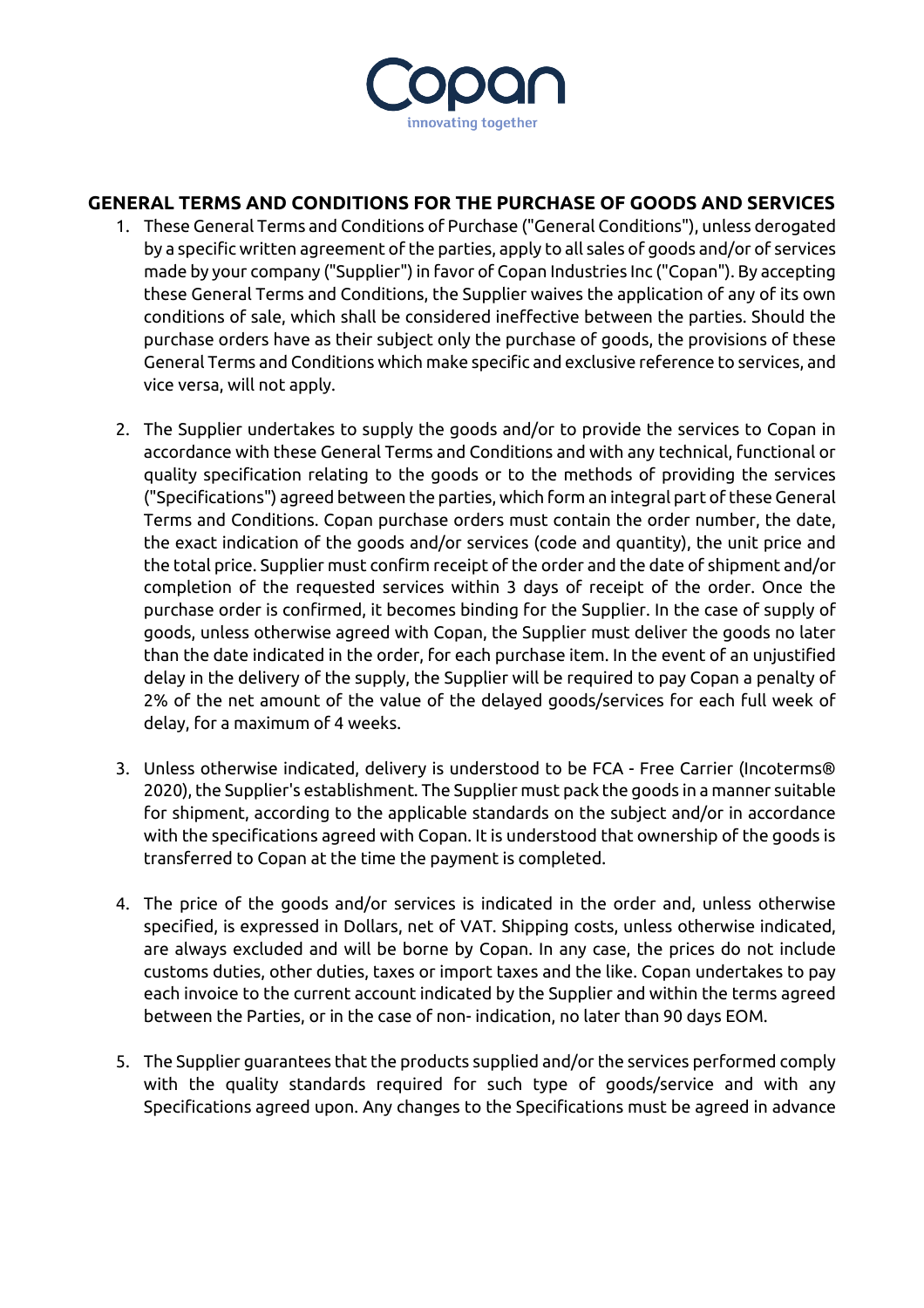Copan

innovating together

## GENERAL TERMS AND CONDITIONS FOR THE PURCHASE OF GOODS AND SERVICES

1. These General Terms and Conditions of Purchase ("General Conditions"), unless derogated by a specific written agreement of the parties, apply to all sales of goods and/or of services made by your company ("Supplier") in favor of Copan Industries Inc ("Copan"). By accepting these General Terms and Conditions, the Supplier waives the application of any of its own conditions of sale, which shall be considered ineffective between the parties. Should the purchase orders have as their subject only the purchase of goods, the provisions of these General Terms and Conditions which make specific and exclusive reference to services, and vice versa, will not apply.

2. The Supplier undertakes to supply the goods and/or to provide the services to Copan in accordance with these General Terms and Conditions and with any technical, functional or quality specification relating to the goods or to the methods of providing the services ("Specifications") agreed between the parties, which form an integral part of these General Terms and Conditions. Copan purchase orders must contain the order number, the date, the exact indication of the goods and/or services (code and quantity), the unit price and the total price. Supplier must confirm receipt of the order and the date of shipment and/or completion of the requested services within 3 days of receipt of the order. Once the purchase order is confirmed, it becomes binding for the Supplier. In the case of supply of goods, unless otherwise agreed with Copan, the Supplier must deliver the goods no later than the date indicated in the order, for each purchase item. In the event of an unjustified delay in the delivery of the supply, the Supplier will be required to pay Copan a penalty of 2% of the net amount of the value of the delayed goods/services for each full week of delay, for a maximum of 4 weeks.

3. Unless otherwise indicated, delivery is understood to be FCA - Free Carrier (Incoterms® 2020), the Supplier's establishment. The Supplier must pack the goods in a manner suitable for shipment, according to the applicable standards on the subject and/or in accordance with the specifications agreed with Copan. It is understood that ownership of the goods is transferred to Copan at the time the payment is completed.

4. The price of the goods and/or services is indicated in the order and, unless otherwise specified, is expressed in Dollars, net of VAT. Shipping costs, unless otherwise indicated, are always excluded and will be borne by Copan. In any case, the prices do not include customs duties, other duties, taxes or import taxes and the like. Copan undertakes to pay each invoice to the current account indicated by the Supplier and within the terms agreed between the Parties, or in the case of non- indication, no later than 90 days EOM.

5. The Supplier guarantees that the products supplied and/or the services performed comply with the quality standards required for such type of goods/service and with any Specifications agreed upon. Any changes to the Specifications must be agreed in advance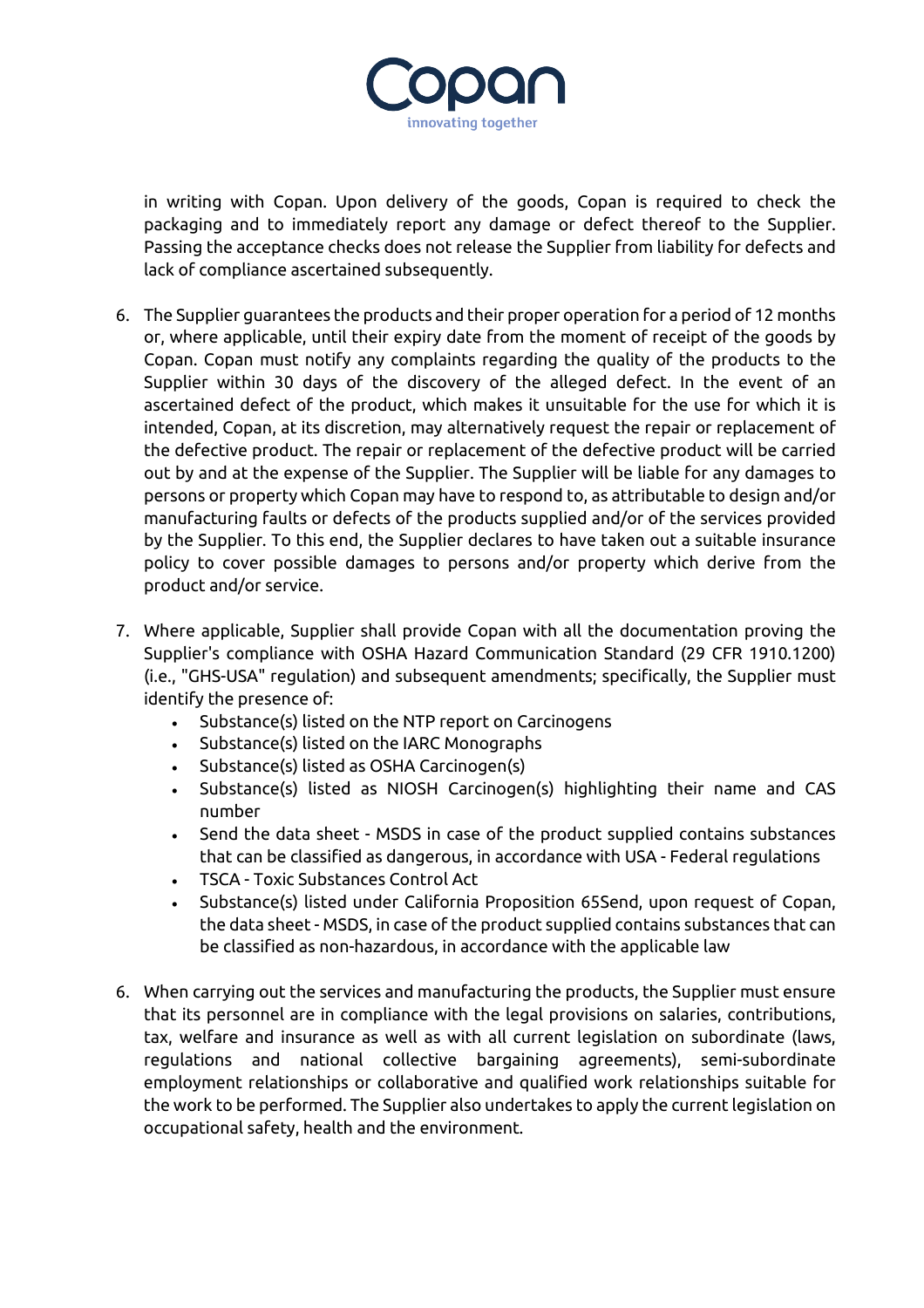in writing with Copan. Upon delivery of the goods, Copan is required to check the packaging and to immediately report any damage or defect thereof to the Supplier. Passing the acceptance checks does not release the Supplier from liability for defects and lack of compliance ascertained subsequently.

6. The Supplier guarantees the products and their proper operation for a period of 12 months or, where applicable, until their expiry date from the moment of receipt of the goods by Copan. Copan must notify any complaints regarding the quality of the products to the Supplier within 30 days of the discovery of the alleged defect. In the event of an ascertained defect of the product, which makes it unsuitable for the use for which it is intended, Copan, at its discretion, may alternatively request the repair or replacement of the defective product. The repair or replacement of the defective product will be carried out by and at the expense of the Supplier. The Supplier will be liable for any damages to persons or property which Copan may have to respond to, as attributable to design and/or manufacturing faults or defects of the products supplied and/or of the services provided by the Supplier. To this end, the Supplier declares to have taken out a suitable insurance policy to cover possible damages to persons and/or property which derive from the product and/or service.

7. Where applicable, Supplier shall provide Copan with all the documentation proving the Supplier's compliance with OSHA Hazard Communication Standard (29 CFR 1910.1200) (i.e., "GHS-USA" regulation) and subsequent amendments; specifically, the Supplier must identify the presence of:
   - Substance(s) listed on the NTP report on Carcinogens
   - Substance(s) listed on the IARC Monographs
   - Substance(s) listed as OSHA Carcinogen(s)
   - Substance(s) listed as NIOSH Carcinogen(s) highlighting their name and CAS number
   - Send the data sheet - MSDS in case of the product supplied contains substances that can be classified as dangerous, in accordance with USA - Federal regulations
   - TSCA - Toxic Substances Control Act
   - Substance(s) listed under California Proposition 65Send, upon request of Copan, the data sheet - MSDS, in case of the product supplied contains substances that can be classified as non-hazardous, in accordance with the applicable law

6. When carrying out the services and manufacturing the products, the Supplier must ensure that its personnel are in compliance with the legal provisions on salaries, contributions, tax, welfare and insurance as well as with all current legislation on subordinate (laws, regulations and national collective bargaining agreements), semi-subordinate employment relationships or collaborative and qualified work relationships suitable for the work to be performed. The Supplier also undertakes to apply the current legislation on occupational safety, health and the environment.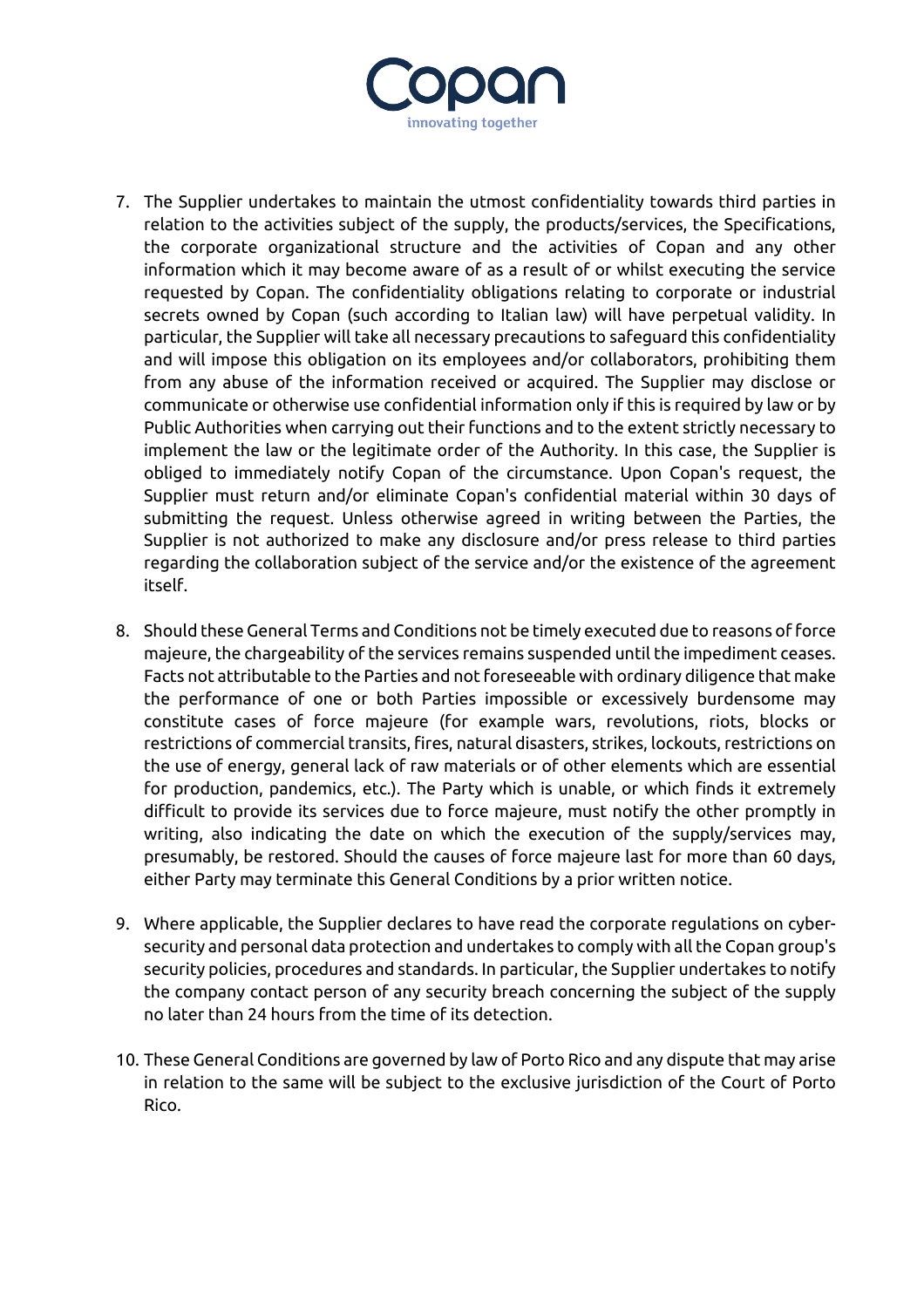7. The Supplier undertakes to maintain the utmost confidentiality towards third parties in relation to the activities subject of the supply, the products/services, the Specifications, the corporate organizational structure and the activities of Copan and any other information which it may become aware of as a result of or whilst executing the service requested by Copan. The confidentiality obligations relating to corporate or industrial secrets owned by Copan (such according to Italian law) will have perpetual validity. In particular, the Supplier will take all necessary precautions to safeguard this confidentiality and will impose this obligation on its employees and/or collaborators, prohibiting them from any abuse of the information received or acquired. The Supplier may disclose or communicate or otherwise use confidential information only if this is required by law or by Public Authorities when carrying out their functions and to the extent strictly necessary to implement the law or the legitimate order of the Authority. In this case, the Supplier is obliged to immediately notify Copan of the circumstance. Upon Copan's request, the Supplier must return and/or eliminate Copan's confidential material within 30 days of submitting the request. Unless otherwise agreed in writing between the Parties, the Supplier is not authorized to make any disclosure and/or press release to third parties regarding the collaboration subject of the service and/or the existence of the agreement itself.

8. Should these General Terms and Conditions not be timely executed due to reasons of force majeure, the chargeability of the services remains suspended until the impediment ceases. Facts not attributable to the Parties and not foreseeable with ordinary diligence that make the performance of one or both Parties impossible or excessively burdensome may constitute cases of force majeure (for example wars, revolutions, riots, blocks or restrictions of commercial transits, fires, natural disasters, strikes, lockouts, restrictions on the use of energy, general lack of raw materials or of other elements which are essential for production, pandemics, etc.). The Party which is unable, or which finds it extremely difficult to provide its services due to force majeure, must notify the other promptly in writing, also indicating the date on which the execution of the supply/services may, presumably, be restored. Should the causes of force majeure last for more than 60 days, either Party may terminate this General Conditions by a prior written notice.

9. Where applicable, the Supplier declares to have read the corporate regulations on cyber-security and personal data protection and undertakes to comply with all the Copan group's security policies, procedures and standards. In particular, the Supplier undertakes to notify the company contact person of any security breach concerning the subject of the supply no later than 24 hours from the time of its detection.

10. These General Conditions are governed by law of Porto Rico and any dispute that may arise in relation to the same will be subject to the exclusive jurisdiction of the Court of Porto Rico.